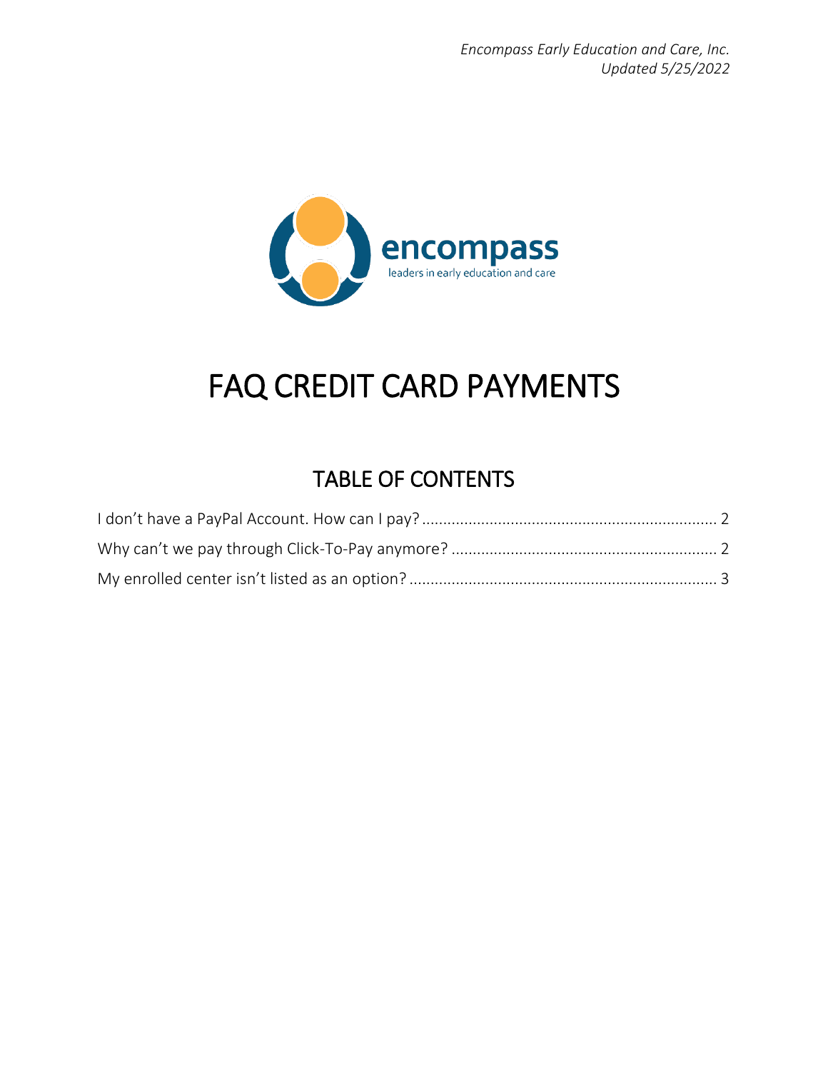*Encompass Early Education and Care, Inc.*
*Updated 5/25/2022*

encompass
leaders in early education and care

# FAQ CREDIT CARD PAYMENTS

## TABLE OF CONTENTS

I don't have a PayPal Account. How can I pay? ..................................................................... 2
Why can't we pay through Click-To-Pay anymore? .............................................................. 2
My enrolled center isn't listed as an option? ........................................................................ 3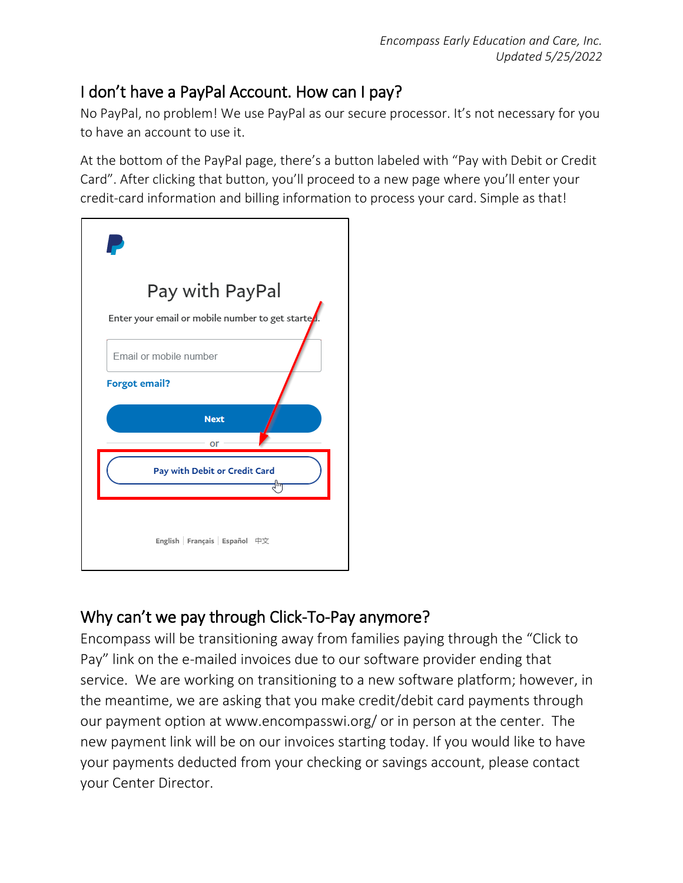## I don't have a PayPal Account. How can I pay?

No PayPal, no problem! We use PayPal as our secure processor. It's not necessary for you to have an account to use it.

At the bottom of the PayPal page, there's a button labeled with "Pay with Debit or Credit Card". After clicking that button, you'll proceed to a new page where you'll enter your credit-card information and billing information to process your card. Simple as that!

## Why can't we pay through Click-To-Pay anymore?

Encompass will be transitioning away from families paying through the "Click to Pay" link on the e-mailed invoices due to our software provider ending that service. We are working on transitioning to a new software platform; however, in the meantime, we are asking that you make credit/debit card payments through our payment option at www.encompasswi.org/ or in person at the center. The new payment link will be on our invoices starting today. If you would like to have your payments deducted from your checking or savings account, please contact your Center Director.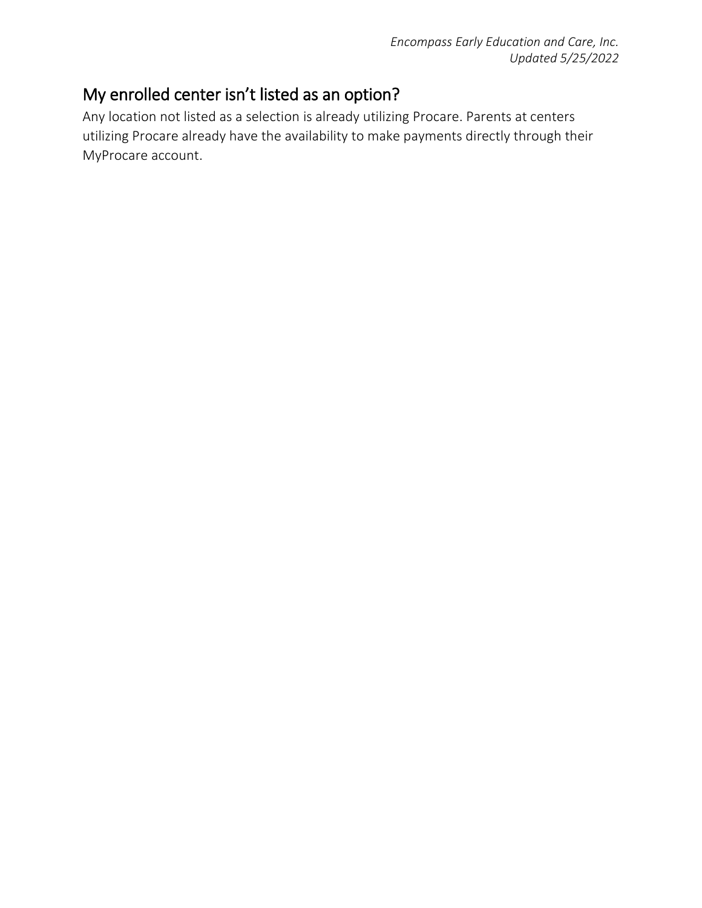## My enrolled center isn't listed as an option?

Any location not listed as a selection is already utilizing Procare. Parents at centers utilizing Procare already have the availability to make payments directly through their MyProcare account.